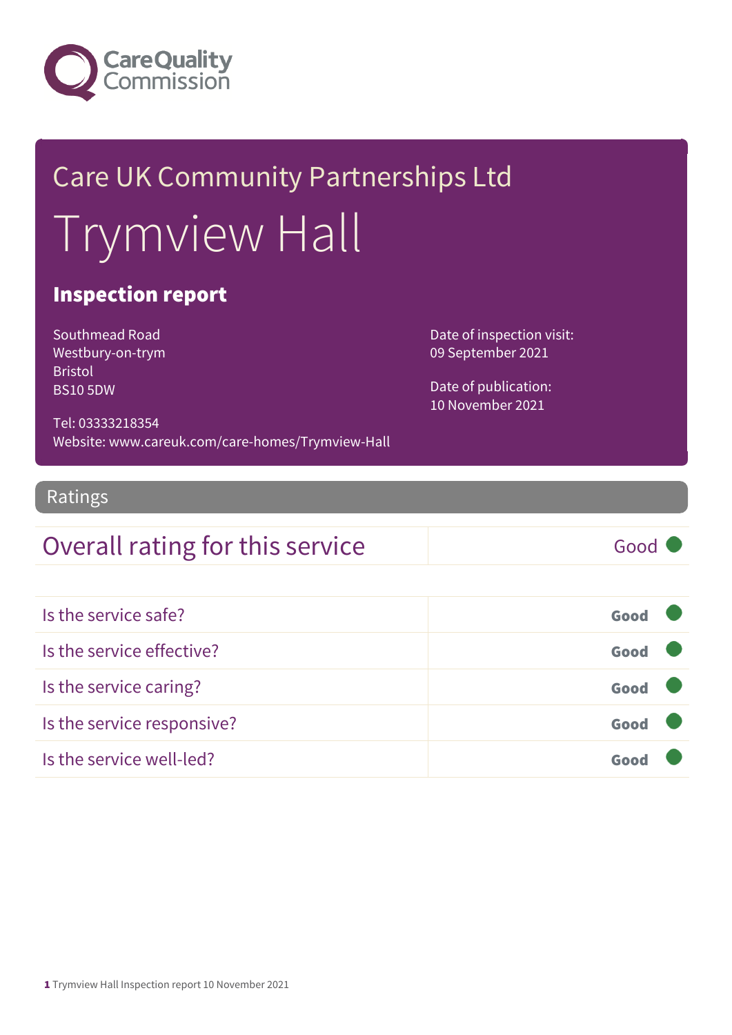Care Quality Commission

# Care UK Community Partnerships Ltd

# Trymview Hall

## Inspection report

Southmead Road
Westbury-on-trym
Bristol
BS10 5DW

Tel: 03333218354
Website: www.careuk.com/care-homes/Trymview-Hall

Date of inspection visit:
09 September 2021

Date of publication:
10 November 2021

## Ratings

| Overall rating for this service | Good |
|---|---|

| | |
|---|---|
| Is the service safe? | Good |
| Is the service effective? | Good |
| Is the service caring? | Good |
| Is the service responsive? | Good |
| Is the service well-led? | Good |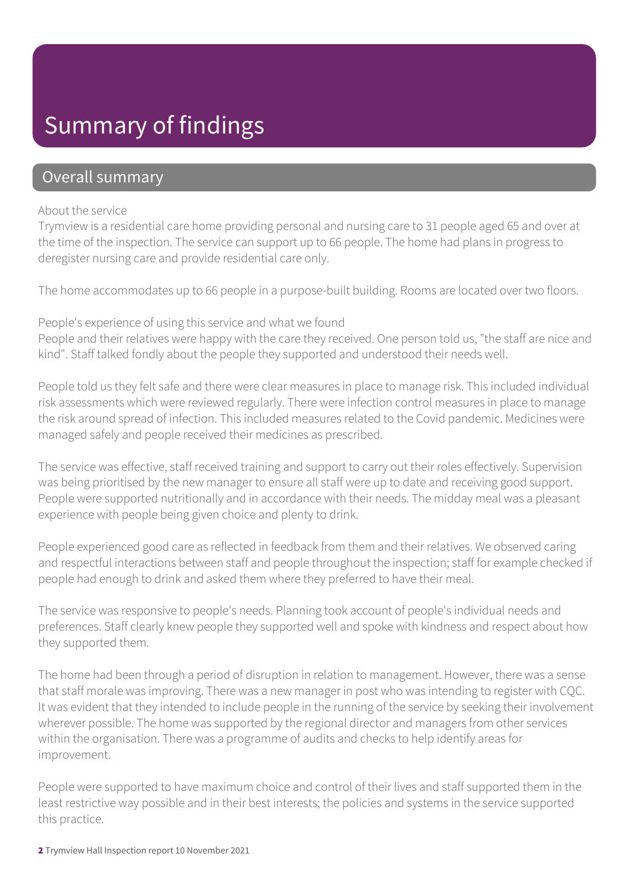# Summary of findings

## Overall summary

About the service

Trymview is a residential care home providing personal and nursing care to 31 people aged 65 and over at the time of the inspection. The service can support up to 66 people. The home had plans in progress to deregister nursing care and provide residential care only.

The home accommodates up to 66 people in a purpose-built building. Rooms are located over two floors.

People's experience of using this service and what we found

People and their relatives were happy with the care they received. One person told us, "the staff are nice and kind". Staff talked fondly about the people they supported and understood their needs well.

People told us they felt safe and there were clear measures in place to manage risk. This included individual risk assessments which were reviewed regularly. There were infection control measures in place to manage the risk around spread of infection. This included measures related to the Covid pandemic. Medicines were managed safely and people received their medicines as prescribed.

The service was effective, staff received training and support to carry out their roles effectively. Supervision was being prioritised by the new manager to ensure all staff were up to date and receiving good support. People were supported nutritionally and in accordance with their needs. The midday meal was a pleasant experience with people being given choice and plenty to drink.

People experienced good care as reflected in feedback from them and their relatives. We observed caring and respectful interactions between staff and people throughout the inspection; staff for example checked if people had enough to drink and asked them where they preferred to have their meal.

The service was responsive to people's needs. Planning took account of people's individual needs and preferences. Staff clearly knew people they supported well and spoke with kindness and respect about how they supported them.

The home had been through a period of disruption in relation to management. However, there was a sense that staff morale was improving. There was a new manager in post who was intending to register with CQC. It was evident that they intended to include people in the running of the service by seeking their involvement wherever possible. The home was supported by the regional director and managers from other services within the organisation. There was a programme of audits and checks to help identify areas for improvement.

People were supported to have maximum choice and control of their lives and staff supported them in the least restrictive way possible and in their best interests; the policies and systems in the service supported this practice.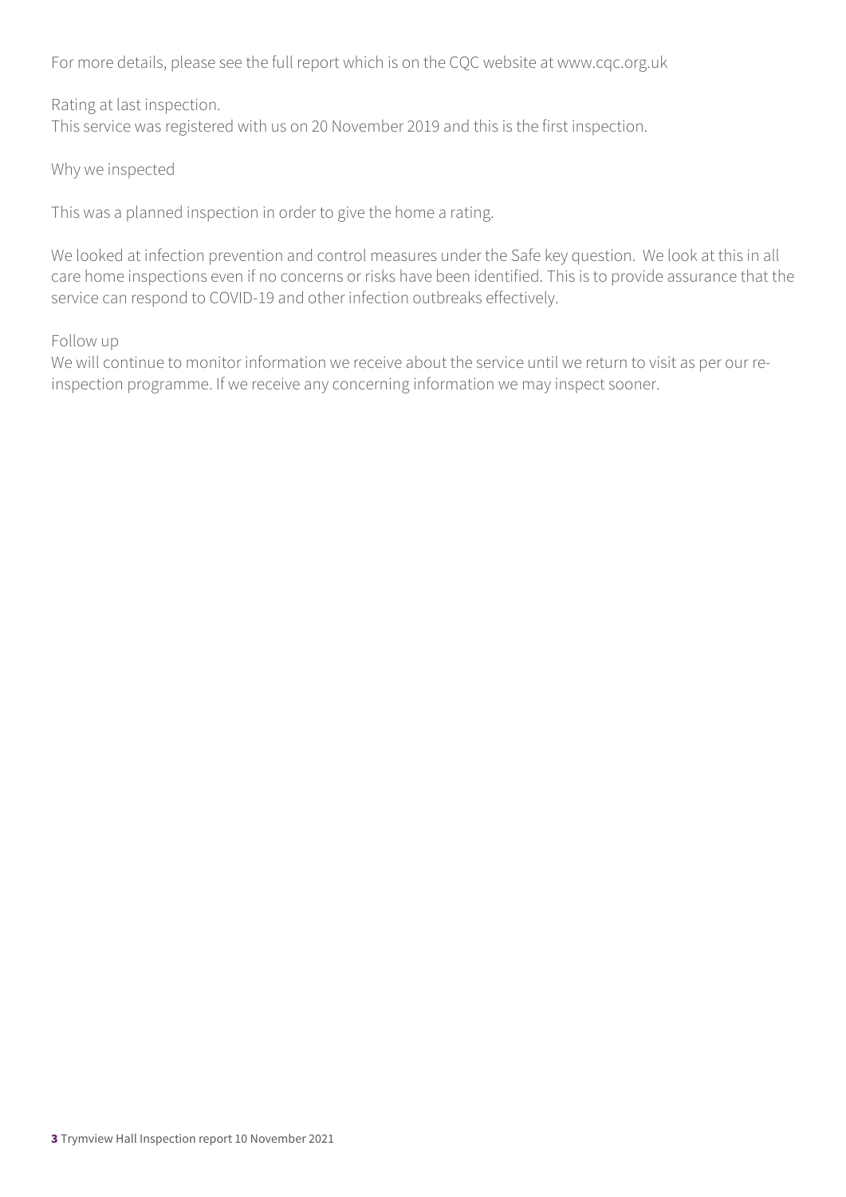For more details, please see the full report which is on the CQC website at www.cqc.org.uk

Rating at last inspection.
This service was registered with us on 20 November 2019 and this is the first inspection.

Why we inspected

This was a planned inspection in order to give the home a rating.

We looked at infection prevention and control measures under the Safe key question. We look at this in all care home inspections even if no concerns or risks have been identified. This is to provide assurance that the service can respond to COVID-19 and other infection outbreaks effectively.

Follow up
We will continue to monitor information we receive about the service until we return to visit as per our re-inspection programme. If we receive any concerning information we may inspect sooner.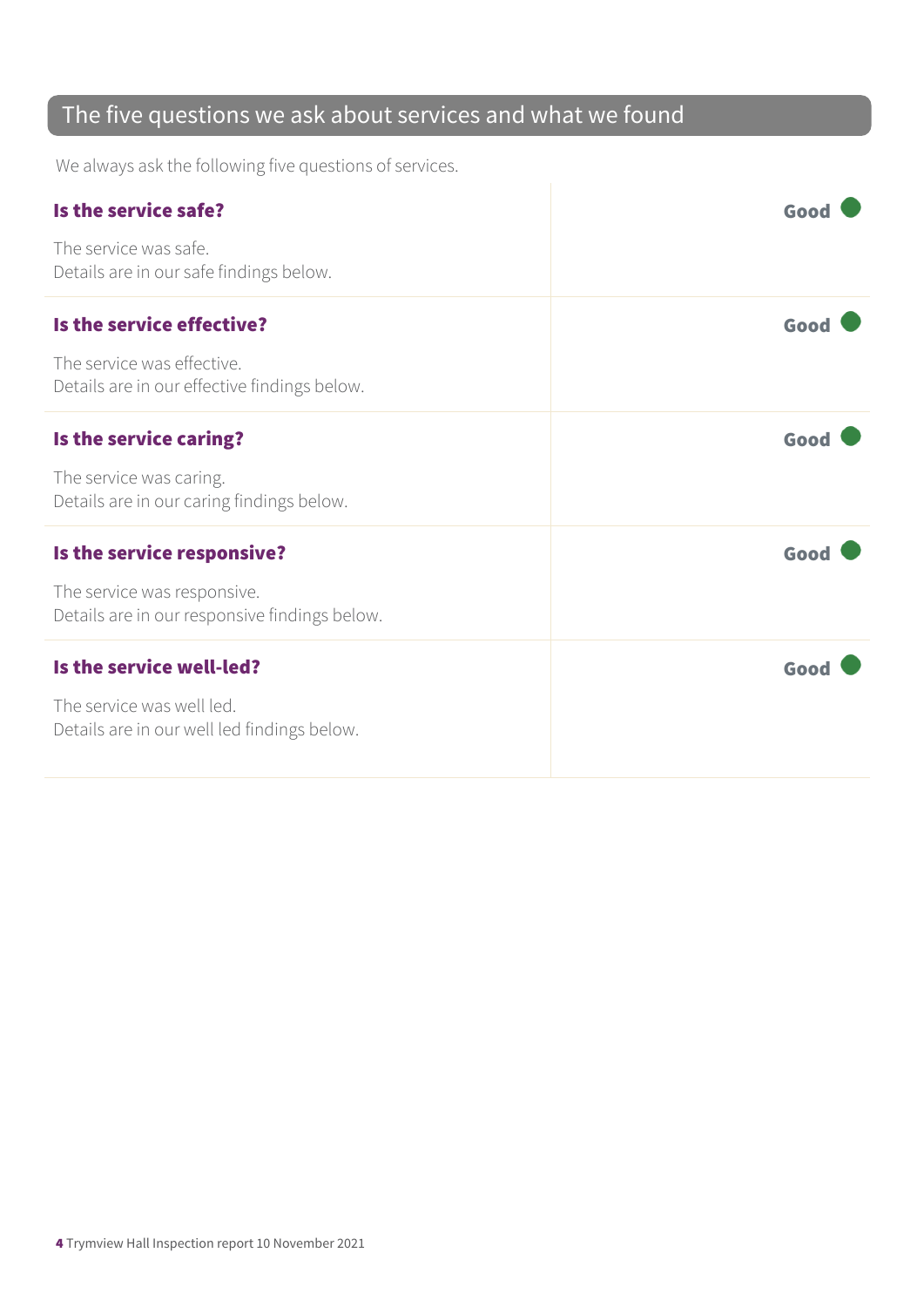## The five questions we ask about services and what we found

We always ask the following five questions of services.

| | |
|---|---|
| **Is the service safe?**<br><br>The service was safe.<br>Details are in our safe findings below. | **Good** ● |
| **Is the service effective?**<br><br>The service was effective.<br>Details are in our effective findings below. | **Good** ● |
| **Is the service caring?**<br><br>The service was caring.<br>Details are in our caring findings below. | **Good** ● |
| **Is the service responsive?**<br><br>The service was responsive.<br>Details are in our responsive findings below. | **Good** ● |
| **Is the service well-led?**<br><br>The service was well led.<br>Details are in our well led findings below. | **Good** ● |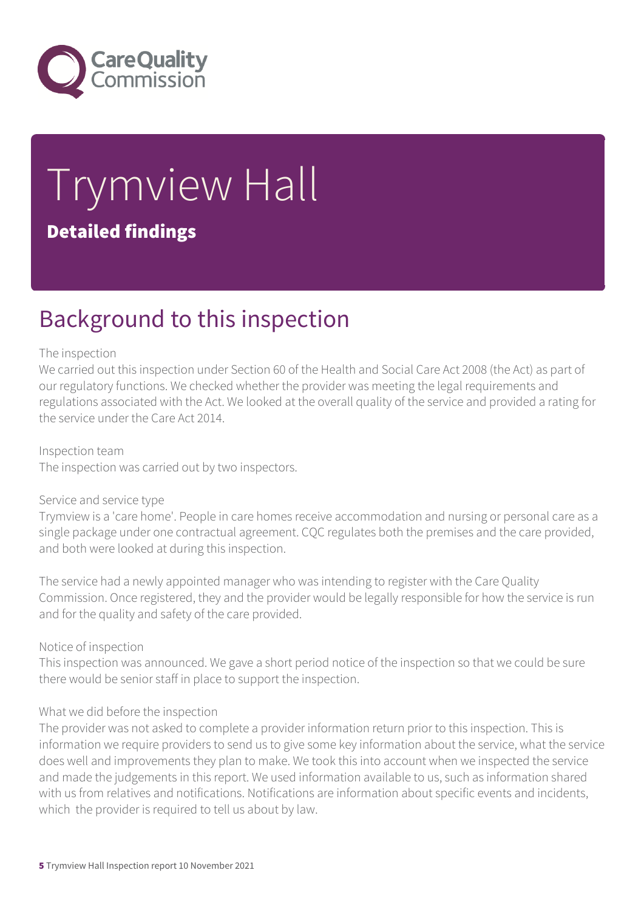# Trymview Hall

## Detailed findings

## Background to this inspection

The inspection

We carried out this inspection under Section 60 of the Health and Social Care Act 2008 (the Act) as part of our regulatory functions. We checked whether the provider was meeting the legal requirements and regulations associated with the Act. We looked at the overall quality of the service and provided a rating for the service under the Care Act 2014.

Inspection team

The inspection was carried out by two inspectors.

Service and service type

Trymview is a 'care home'. People in care homes receive accommodation and nursing or personal care as a single package under one contractual agreement. CQC regulates both the premises and the care provided, and both were looked at during this inspection.

The service had a newly appointed manager who was intending to register with the Care Quality Commission. Once registered, they and the provider would be legally responsible for how the service is run and for the quality and safety of the care provided.

Notice of inspection

This inspection was announced. We gave a short period notice of the inspection so that we could be sure there would be senior staff in place to support the inspection.

What we did before the inspection

The provider was not asked to complete a provider information return prior to this inspection. This is information we require providers to send us to give some key information about the service, what the service does well and improvements they plan to make. We took this into account when we inspected the service and made the judgements in this report. We used information available to us, such as information shared with us from relatives and notifications. Notifications are information about specific events and incidents, which the provider is required to tell us about by law.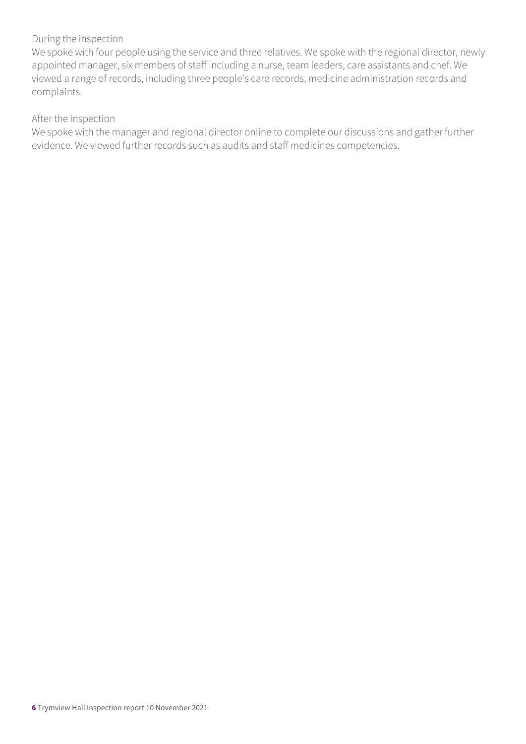During the inspection

We spoke with four people using the service and three relatives. We spoke with the regional director, newly appointed manager, six members of staff including a nurse, team leaders, care assistants and chef. We viewed a range of records, including three people's care records, medicine administration records and complaints.

After the inspection

We spoke with the manager and regional director online to complete our discussions and gather further evidence. We viewed further records such as audits and staff medicines competencies.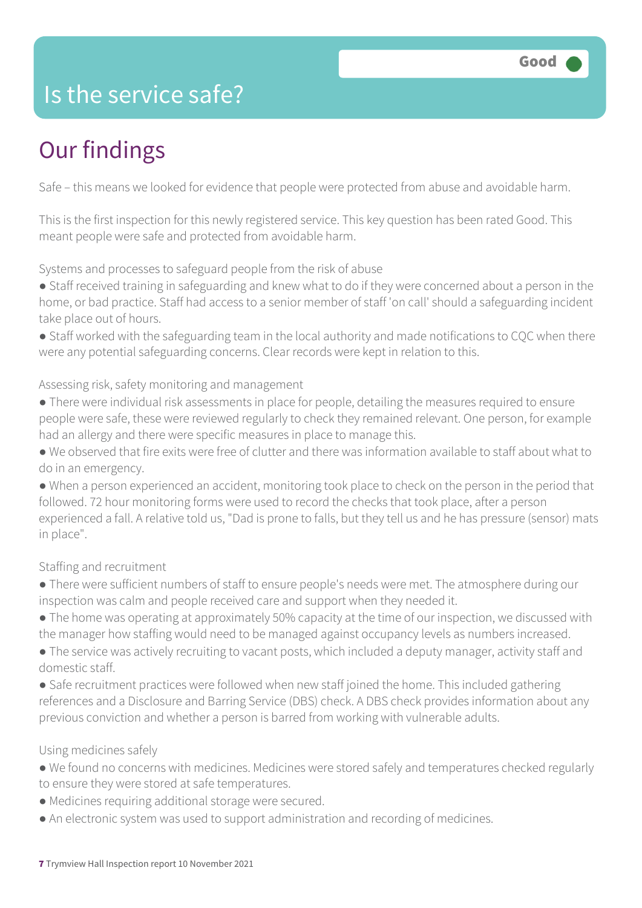# Is the service safe?

**Good**

## Our findings

Safe – this means we looked for evidence that people were protected from abuse and avoidable harm.

This is the first inspection for this newly registered service. This key question has been rated Good. This meant people were safe and protected from avoidable harm.

Systems and processes to safeguard people from the risk of abuse

- Staff received training in safeguarding and knew what to do if they were concerned about a person in the home, or bad practice. Staff had access to a senior member of staff 'on call' should a safeguarding incident take place out of hours.
- Staff worked with the safeguarding team in the local authority and made notifications to CQC when there were any potential safeguarding concerns. Clear records were kept in relation to this.

Assessing risk, safety monitoring and management

- There were individual risk assessments in place for people, detailing the measures required to ensure people were safe, these were reviewed regularly to check they remained relevant. One person, for example had an allergy and there were specific measures in place to manage this.
- We observed that fire exits were free of clutter and there was information available to staff about what to do in an emergency.
- When a person experienced an accident, monitoring took place to check on the person in the period that followed. 72 hour monitoring forms were used to record the checks that took place, after a person experienced a fall. A relative told us, "Dad is prone to falls, but they tell us and he has pressure (sensor) mats in place".

Staffing and recruitment

- There were sufficient numbers of staff to ensure people's needs were met. The atmosphere during our inspection was calm and people received care and support when they needed it.
- The home was operating at approximately 50% capacity at the time of our inspection, we discussed with the manager how staffing would need to be managed against occupancy levels as numbers increased.
- The service was actively recruiting to vacant posts, which included a deputy manager, activity staff and domestic staff.
- Safe recruitment practices were followed when new staff joined the home. This included gathering references and a Disclosure and Barring Service (DBS) check. A DBS check provides information about any previous conviction and whether a person is barred from working with vulnerable adults.

Using medicines safely

- We found no concerns with medicines. Medicines were stored safely and temperatures checked regularly to ensure they were stored at safe temperatures.
- Medicines requiring additional storage were secured.
- An electronic system was used to support administration and recording of medicines.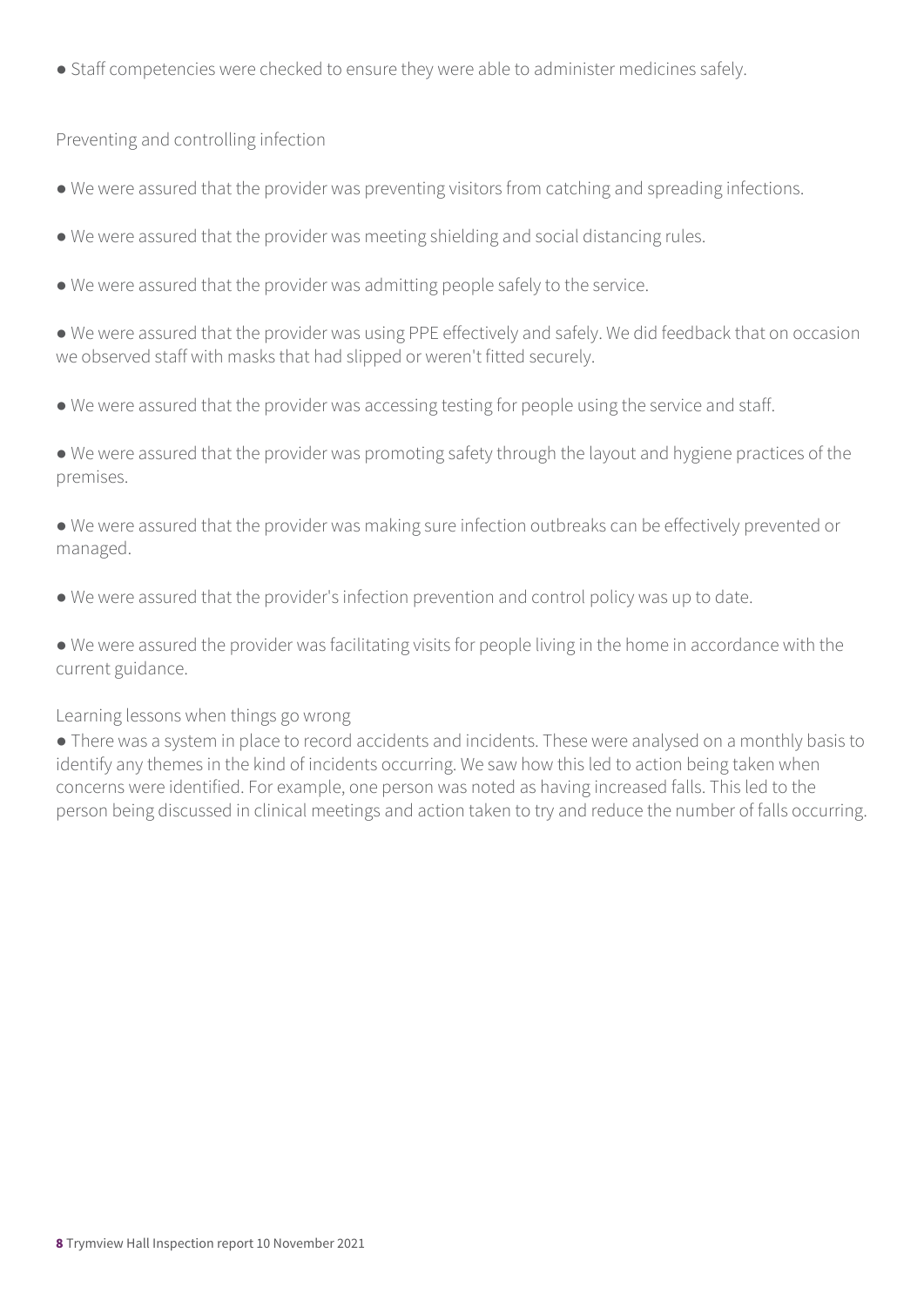- Staff competencies were checked to ensure they were able to administer medicines safely.

Preventing and controlling infection

- We were assured that the provider was preventing visitors from catching and spreading infections.
- We were assured that the provider was meeting shielding and social distancing rules.
- We were assured that the provider was admitting people safely to the service.
- We were assured that the provider was using PPE effectively and safely. We did feedback that on occasion we observed staff with masks that had slipped or weren't fitted securely.
- We were assured that the provider was accessing testing for people using the service and staff.
- We were assured that the provider was promoting safety through the layout and hygiene practices of the premises.
- We were assured that the provider was making sure infection outbreaks can be effectively prevented or managed.
- We were assured that the provider's infection prevention and control policy was up to date.
- We were assured the provider was facilitating visits for people living in the home in accordance with the current guidance.

Learning lessons when things go wrong

- There was a system in place to record accidents and incidents. These were analysed on a monthly basis to identify any themes in the kind of incidents occurring. We saw how this led to action being taken when concerns were identified. For example, one person was noted as having increased falls. This led to the person being discussed in clinical meetings and action taken to try and reduce the number of falls occurring.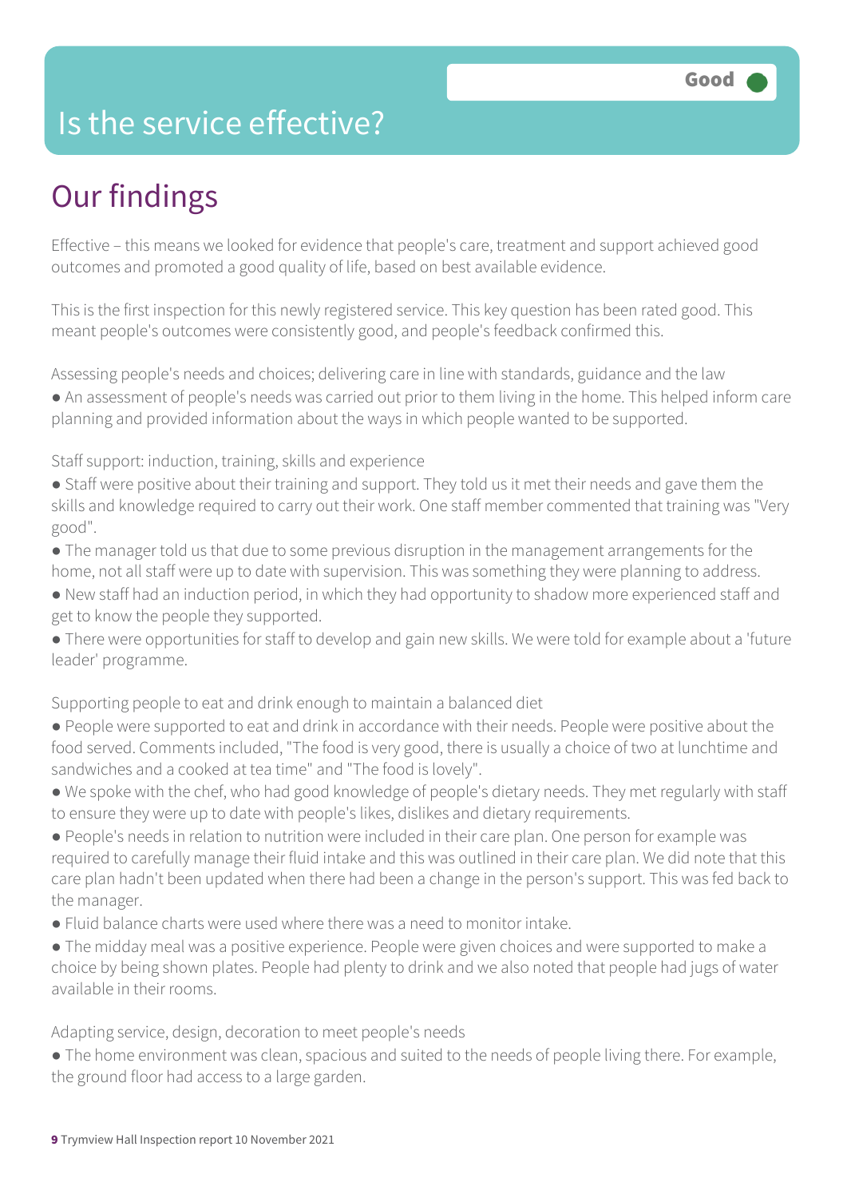# Is the service effective?

Good

## Our findings

Effective – this means we looked for evidence that people's care, treatment and support achieved good outcomes and promoted a good quality of life, based on best available evidence.

This is the first inspection for this newly registered service. This key question has been rated good. This meant people's outcomes were consistently good, and people's feedback confirmed this.

Assessing people's needs and choices; delivering care in line with standards, guidance and the law

- An assessment of people's needs was carried out prior to them living in the home. This helped inform care planning and provided information about the ways in which people wanted to be supported.

Staff support: induction, training, skills and experience

- Staff were positive about their training and support. They told us it met their needs and gave them the skills and knowledge required to carry out their work. One staff member commented that training was "Very good".
- The manager told us that due to some previous disruption in the management arrangements for the home, not all staff were up to date with supervision. This was something they were planning to address.
- New staff had an induction period, in which they had opportunity to shadow more experienced staff and get to know the people they supported.
- There were opportunities for staff to develop and gain new skills. We were told for example about a 'future leader' programme.

Supporting people to eat and drink enough to maintain a balanced diet

- People were supported to eat and drink in accordance with their needs. People were positive about the food served. Comments included, "The food is very good, there is usually a choice of two at lunchtime and sandwiches and a cooked at tea time" and "The food is lovely".
- We spoke with the chef, who had good knowledge of people's dietary needs. They met regularly with staff to ensure they were up to date with people's likes, dislikes and dietary requirements.
- People's needs in relation to nutrition were included in their care plan. One person for example was required to carefully manage their fluid intake and this was outlined in their care plan. We did note that this care plan hadn't been updated when there had been a change in the person's support. This was fed back to the manager.
- Fluid balance charts were used where there was a need to monitor intake.
- The midday meal was a positive experience. People were given choices and were supported to make a choice by being shown plates. People had plenty to drink and we also noted that people had jugs of water available in their rooms.

Adapting service, design, decoration to meet people's needs

- The home environment was clean, spacious and suited to the needs of people living there. For example, the ground floor had access to a large garden.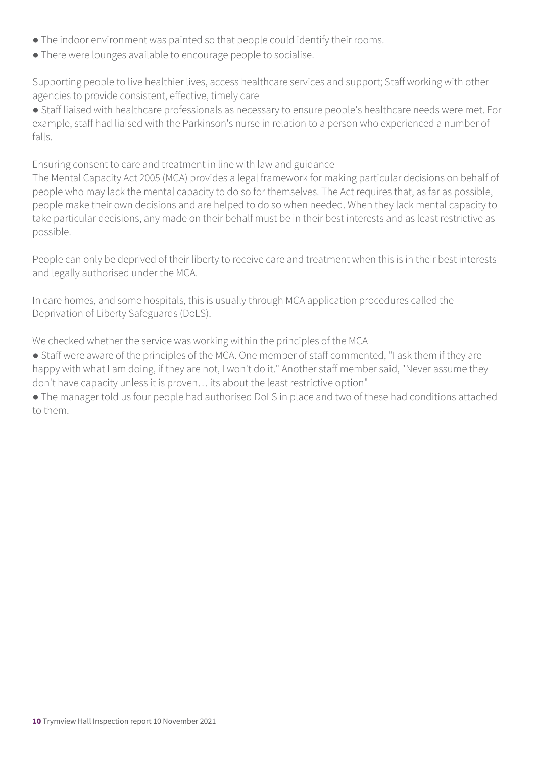- The indoor environment was painted so that people could identify their rooms.
- There were lounges available to encourage people to socialise.

Supporting people to live healthier lives, access healthcare services and support; Staff working with other agencies to provide consistent, effective, timely care

- Staff liaised with healthcare professionals as necessary to ensure people's healthcare needs were met. For example, staff had liaised with the Parkinson's nurse in relation to a person who experienced a number of falls.

Ensuring consent to care and treatment in line with law and guidance

The Mental Capacity Act 2005 (MCA) provides a legal framework for making particular decisions on behalf of people who may lack the mental capacity to do so for themselves. The Act requires that, as far as possible, people make their own decisions and are helped to do so when needed. When they lack mental capacity to take particular decisions, any made on their behalf must be in their best interests and as least restrictive as possible.

People can only be deprived of their liberty to receive care and treatment when this is in their best interests and legally authorised under the MCA.

In care homes, and some hospitals, this is usually through MCA application procedures called the Deprivation of Liberty Safeguards (DoLS).

We checked whether the service was working within the principles of the MCA

- Staff were aware of the principles of the MCA. One member of staff commented, "I ask them if they are happy with what I am doing, if they are not, I won't do it." Another staff member said, "Never assume they don't have capacity unless it is proven… its about the least restrictive option"
- The manager told us four people had authorised DoLS in place and two of these had conditions attached to them.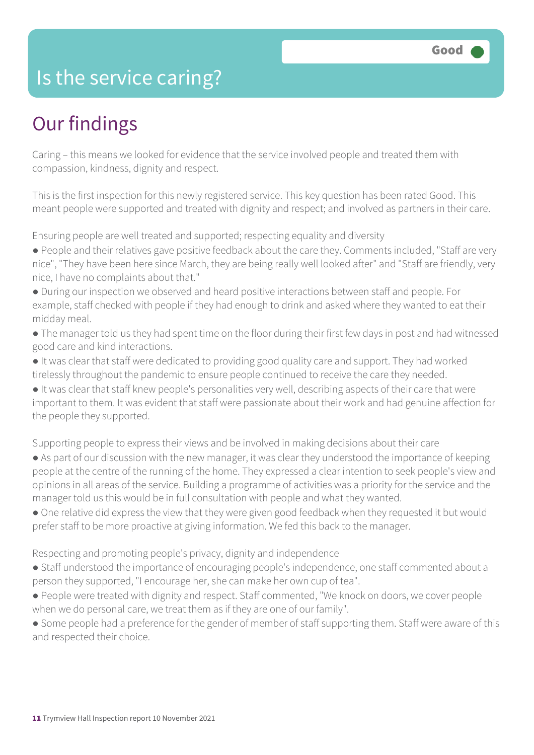# Is the service caring?

Good

## Our findings

Caring – this means we looked for evidence that the service involved people and treated them with compassion, kindness, dignity and respect.

This is the first inspection for this newly registered service. This key question has been rated Good. This meant people were supported and treated with dignity and respect; and involved as partners in their care.

Ensuring people are well treated and supported; respecting equality and diversity

- People and their relatives gave positive feedback about the care they. Comments included, "Staff are very nice", "They have been here since March, they are being really well looked after" and "Staff are friendly, very nice, I have no complaints about that."
- During our inspection we observed and heard positive interactions between staff and people. For example, staff checked with people if they had enough to drink and asked where they wanted to eat their midday meal.
- The manager told us they had spent time on the floor during their first few days in post and had witnessed good care and kind interactions.
- It was clear that staff were dedicated to providing good quality care and support. They had worked tirelessly throughout the pandemic to ensure people continued to receive the care they needed.
- It was clear that staff knew people's personalities very well, describing aspects of their care that were important to them. It was evident that staff were passionate about their work and had genuine affection for the people they supported.

Supporting people to express their views and be involved in making decisions about their care

- As part of our discussion with the new manager, it was clear they understood the importance of keeping people at the centre of the running of the home. They expressed a clear intention to seek people's view and opinions in all areas of the service. Building a programme of activities was a priority for the service and the manager told us this would be in full consultation with people and what they wanted.
- One relative did express the view that they were given good feedback when they requested it but would prefer staff to be more proactive at giving information. We fed this back to the manager.

Respecting and promoting people's privacy, dignity and independence

- Staff understood the importance of encouraging people's independence, one staff commented about a person they supported, "I encourage her, she can make her own cup of tea".
- People were treated with dignity and respect. Staff commented, "We knock on doors, we cover people when we do personal care, we treat them as if they are one of our family".
- Some people had a preference for the gender of member of staff supporting them. Staff were aware of this and respected their choice.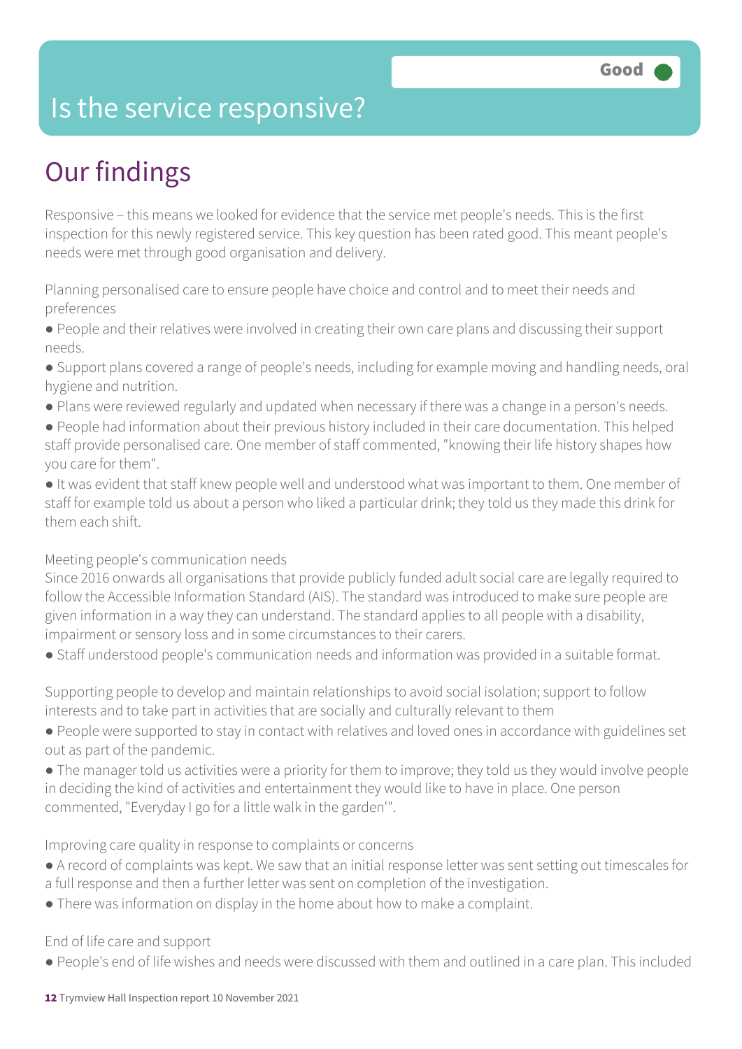# Is the service responsive?

**Good**

## Our findings

Responsive – this means we looked for evidence that the service met people's needs. This is the first inspection for this newly registered service. This key question has been rated good. This meant people's needs were met through good organisation and delivery.

Planning personalised care to ensure people have choice and control and to meet their needs and preferences

- People and their relatives were involved in creating their own care plans and discussing their support needs.
- Support plans covered a range of people's needs, including for example moving and handling needs, oral hygiene and nutrition.
- Plans were reviewed regularly and updated when necessary if there was a change in a person's needs.
- People had information about their previous history included in their care documentation. This helped staff provide personalised care. One member of staff commented, "knowing their life history shapes how you care for them".
- It was evident that staff knew people well and understood what was important to them. One member of staff for example told us about a person who liked a particular drink; they told us they made this drink for them each shift.

Meeting people's communication needs

Since 2016 onwards all organisations that provide publicly funded adult social care are legally required to follow the Accessible Information Standard (AIS). The standard was introduced to make sure people are given information in a way they can understand. The standard applies to all people with a disability, impairment or sensory loss and in some circumstances to their carers.

- Staff understood people's communication needs and information was provided in a suitable format.

Supporting people to develop and maintain relationships to avoid social isolation; support to follow interests and to take part in activities that are socially and culturally relevant to them

- People were supported to stay in contact with relatives and loved ones in accordance with guidelines set out as part of the pandemic.
- The manager told us activities were a priority for them to improve; they told us they would involve people in deciding the kind of activities and entertainment they would like to have in place. One person commented, "Everyday I go for a little walk in the garden'".

Improving care quality in response to complaints or concerns

- A record of complaints was kept. We saw that an initial response letter was sent setting out timescales for a full response and then a further letter was sent on completion of the investigation.
- There was information on display in the home about how to make a complaint.

End of life care and support

- People's end of life wishes and needs were discussed with them and outlined in a care plan. This included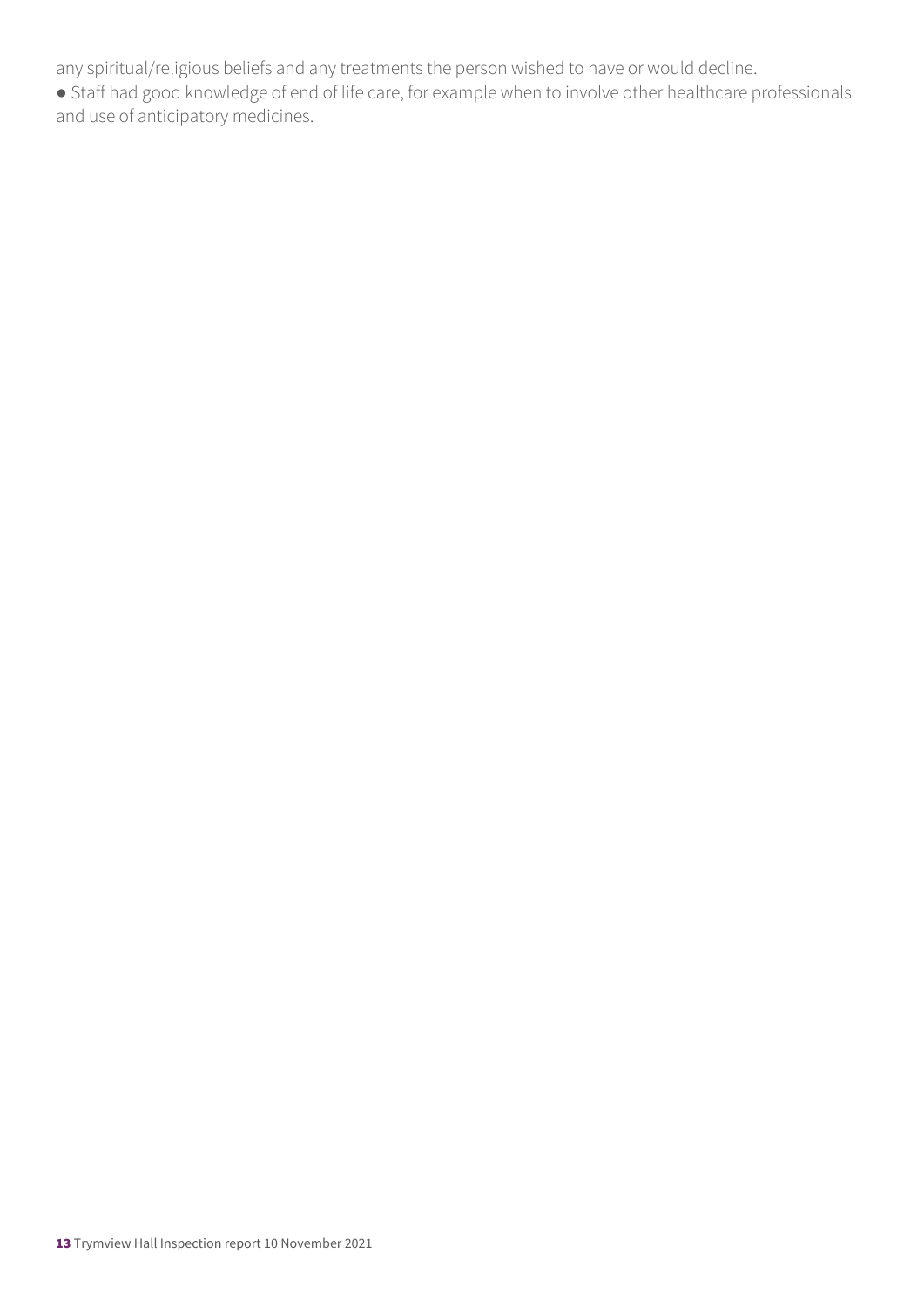any spiritual/religious beliefs and any treatments the person wished to have or would decline.

- Staff had good knowledge of end of life care, for example when to involve other healthcare professionals and use of anticipatory medicines.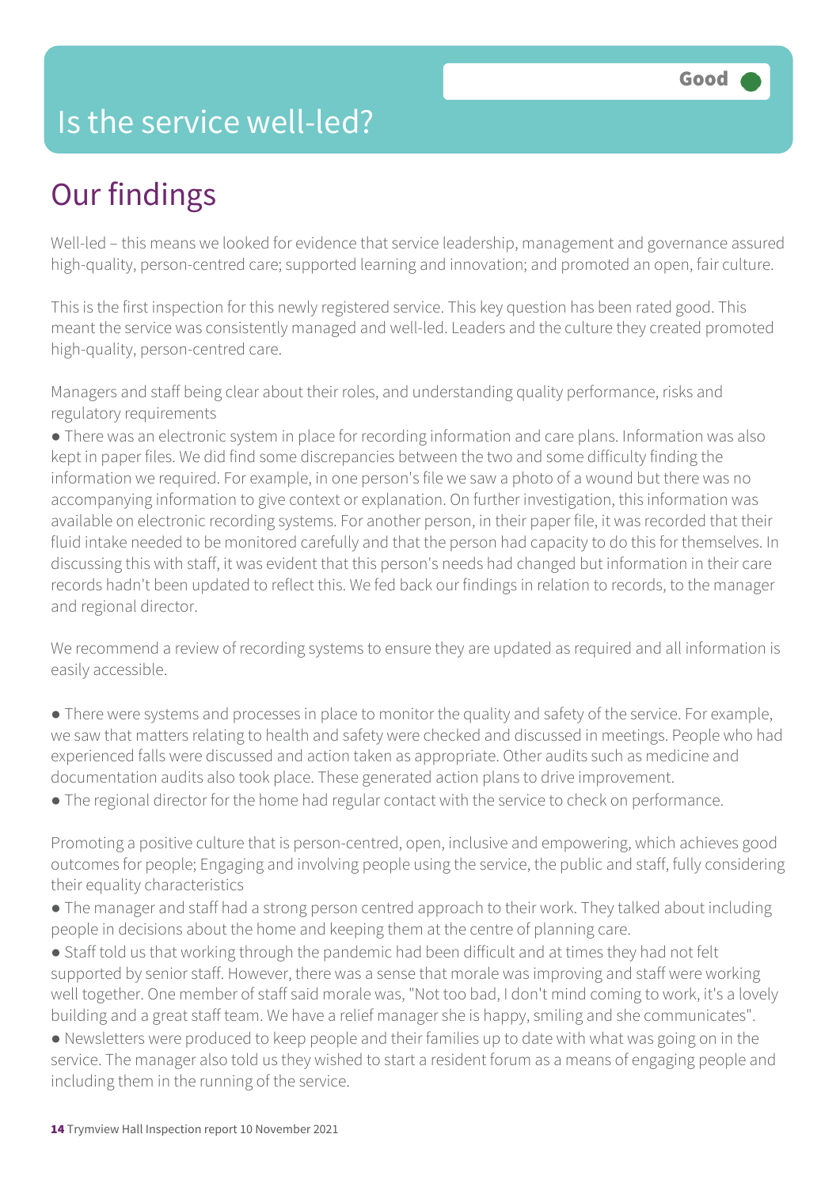# Is the service well-led?

Good

## Our findings

Well-led – this means we looked for evidence that service leadership, management and governance assured high-quality, person-centred care; supported learning and innovation; and promoted an open, fair culture.

This is the first inspection for this newly registered service. This key question has been rated good. This meant the service was consistently managed and well-led. Leaders and the culture they created promoted high-quality, person-centred care.

Managers and staff being clear about their roles, and understanding quality performance, risks and regulatory requirements

- There was an electronic system in place for recording information and care plans. Information was also kept in paper files. We did find some discrepancies between the two and some difficulty finding the information we required. For example, in one person's file we saw a photo of a wound but there was no accompanying information to give context or explanation. On further investigation, this information was available on electronic recording systems. For another person, in their paper file, it was recorded that their fluid intake needed to be monitored carefully and that the person had capacity to do this for themselves. In discussing this with staff, it was evident that this person's needs had changed but information in their care records hadn't been updated to reflect this. We fed back our findings in relation to records, to the manager and regional director.

We recommend a review of recording systems to ensure they are updated as required and all information is easily accessible.

- There were systems and processes in place to monitor the quality and safety of the service. For example, we saw that matters relating to health and safety were checked and discussed in meetings. People who had experienced falls were discussed and action taken as appropriate. Other audits such as medicine and documentation audits also took place. These generated action plans to drive improvement.
- The regional director for the home had regular contact with the service to check on performance.

Promoting a positive culture that is person-centred, open, inclusive and empowering, which achieves good outcomes for people; Engaging and involving people using the service, the public and staff, fully considering their equality characteristics

- The manager and staff had a strong person centred approach to their work. They talked about including people in decisions about the home and keeping them at the centre of planning care.
- Staff told us that working through the pandemic had been difficult and at times they had not felt supported by senior staff. However, there was a sense that morale was improving and staff were working well together. One member of staff said morale was, "Not too bad, I don't mind coming to work, it's a lovely building and a great staff team. We have a relief manager she is happy, smiling and she communicates".
- Newsletters were produced to keep people and their families up to date with what was going on in the service. The manager also told us they wished to start a resident forum as a means of engaging people and including them in the running of the service.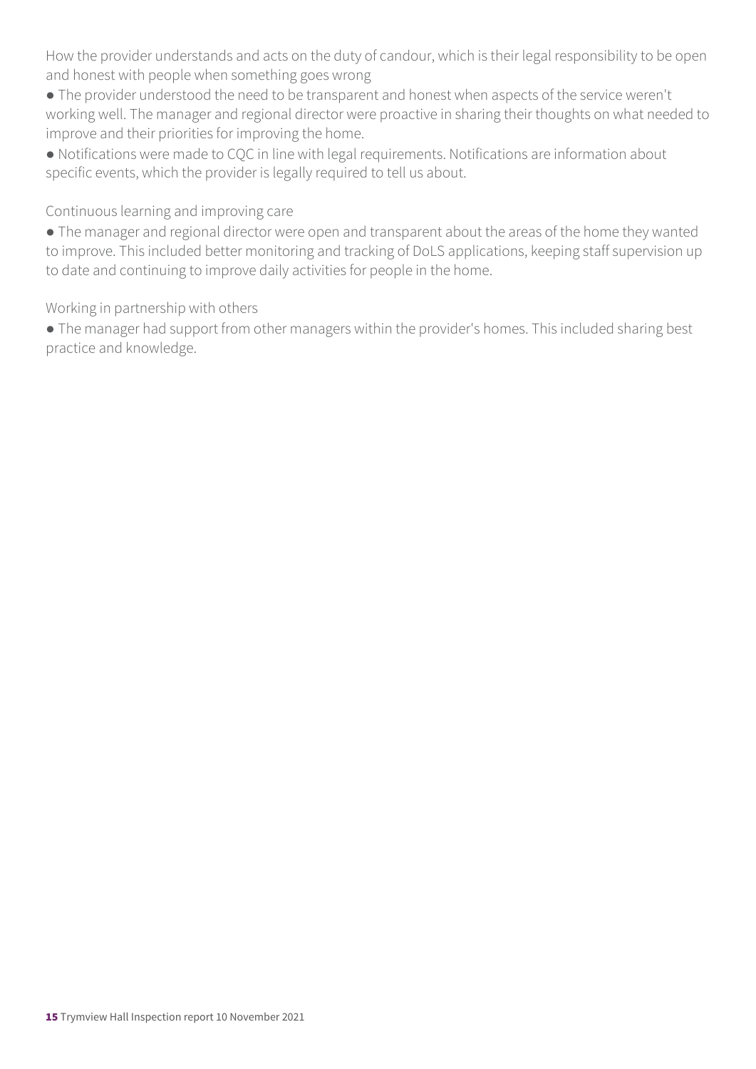### How the provider understands and acts on the duty of candour, which is their legal responsibility to be open and honest with people when something goes wrong

- The provider understood the need to be transparent and honest when aspects of the service weren't working well. The manager and regional director were proactive in sharing their thoughts on what needed to improve and their priorities for improving the home.
- Notifications were made to CQC in line with legal requirements. Notifications are information about specific events, which the provider is legally required to tell us about.

### Continuous learning and improving care

- The manager and regional director were open and transparent about the areas of the home they wanted to improve. This included better monitoring and tracking of DoLS applications, keeping staff supervision up to date and continuing to improve daily activities for people in the home.

### Working in partnership with others

- The manager had support from other managers within the provider's homes. This included sharing best practice and knowledge.